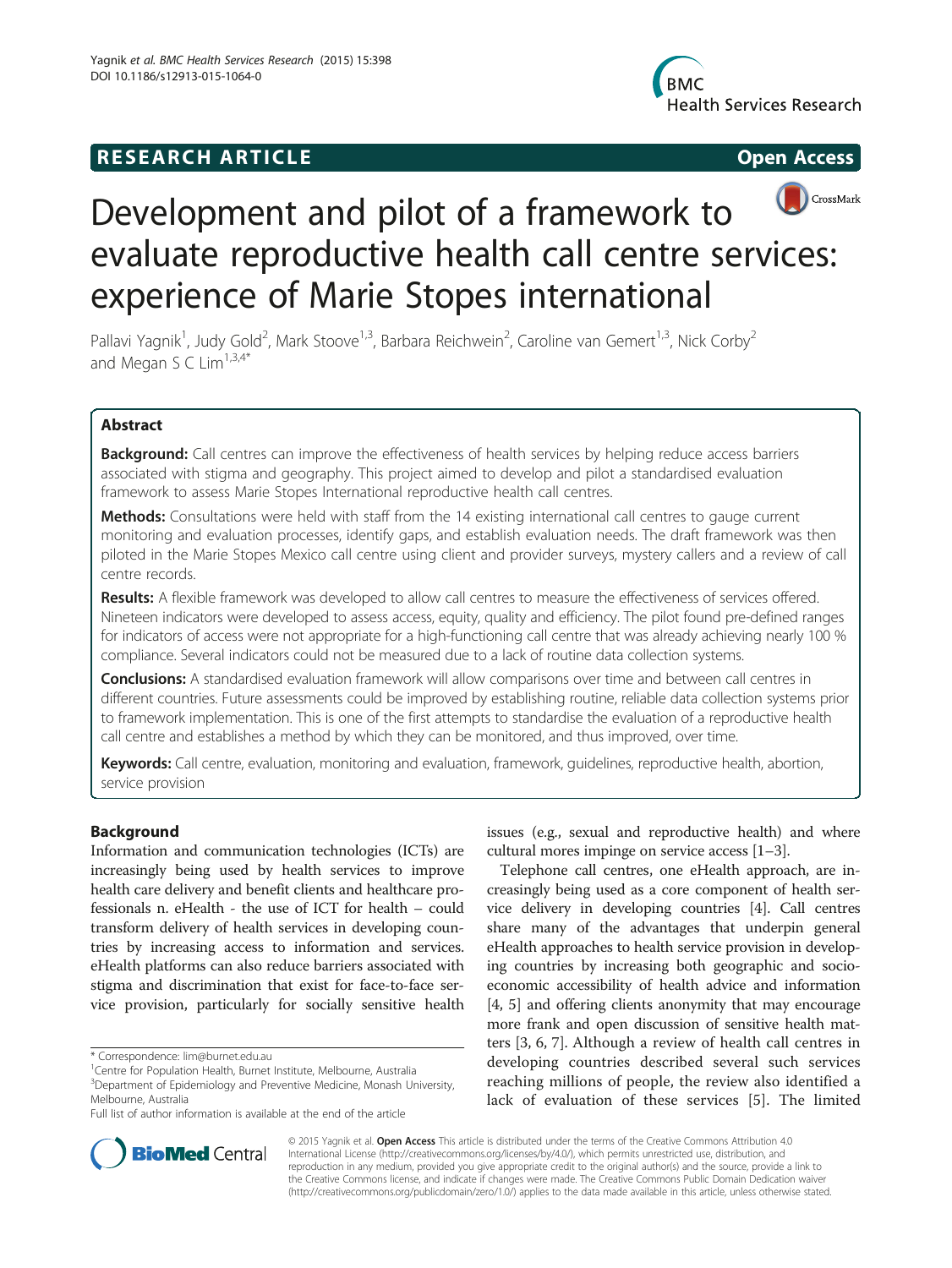RESEARCH ARTICLE Open Access

# Development and pilot of a framework to evaluate reproductive health call centre services: experience of Marie Stopes international

Pallavi Yagnik[1], Judy Gold[2], Mark Stoove[1,3], Barbara Reichwein[2], Caroline van Gemert[1,3], Nick Corby[2] and Megan S C Lim[1,3,4*]

## Abstract

**Background:** Call centres can improve the effectiveness of health services by helping reduce access barriers associated with stigma and geography. This project aimed to develop and pilot a standardised evaluation framework to assess Marie Stopes International reproductive health call centres.

**Methods:** Consultations were held with staff from the 14 existing international call centres to gauge current monitoring and evaluation processes, identify gaps, and establish evaluation needs. The draft framework was then piloted in the Marie Stopes Mexico call centre using client and provider surveys, mystery callers and a review of call centre records.

**Results:** A flexible framework was developed to allow call centres to measure the effectiveness of services offered. Nineteen indicators were developed to assess access, equity, quality and efficiency. The pilot found pre-defined ranges for indicators of access were not appropriate for a high-functioning call centre that was already achieving nearly 100 % compliance. Several indicators could not be measured due to a lack of routine data collection systems.

**Conclusions:** A standardised evaluation framework will allow comparisons over time and between call centres in different countries. Future assessments could be improved by establishing routine, reliable data collection systems prior to framework implementation. This is one of the first attempts to standardise the evaluation of a reproductive health call centre and establishes a method by which they can be monitored, and thus improved, over time.

**Keywords:** Call centre, evaluation, monitoring and evaluation, framework, guidelines, reproductive health, abortion, service provision

## Background

Information and communication technologies (ICTs) are increasingly being used by health services to improve health care delivery and benefit clients and healthcare professionals n. eHealth - the use of ICT for health – could transform delivery of health services in developing countries by increasing access to information and services. eHealth platforms can also reduce barriers associated with stigma and discrimination that exist for face-to-face service provision, particularly for socially sensitive health issues (e.g., sexual and reproductive health) and where cultural mores impinge on service access [1–3].

Telephone call centres, one eHealth approach, are increasingly being used as a core component of health service delivery in developing countries [4]. Call centres share many of the advantages that underpin general eHealth approaches to health service provision in developing countries by increasing both geographic and socio-economic accessibility of health advice and information [4, 5] and offering clients anonymity that may encourage more frank and open discussion of sensitive health matters [3, 6, 7]. Although a review of health call centres in developing countries described several such services reaching millions of people, the review also identified a lack of evaluation of these services [5]. The limited

\* Correspondence: lim@burnet.edu.au
[1]Centre for Population Health, Burnet Institute, Melbourne, Australia
[3]Department of Epidemiology and Preventive Medicine, Monash University, Melbourne, Australia
Full list of author information is available at the end of the article

© 2015 Yagnik et al. Open Access This article is distributed under the terms of the Creative Commons Attribution 4.0 International License (http://creativecommons.org/licenses/by/4.0/), which permits unrestricted use, distribution, and reproduction in any medium, provided you give appropriate credit to the original author(s) and the source, provide a link to the Creative Commons license, and indicate if changes were made. The Creative Commons Public Domain Dedication waiver (http://creativecommons.org/publicdomain/zero/1.0/) applies to the data made available in this article, unless otherwise stated.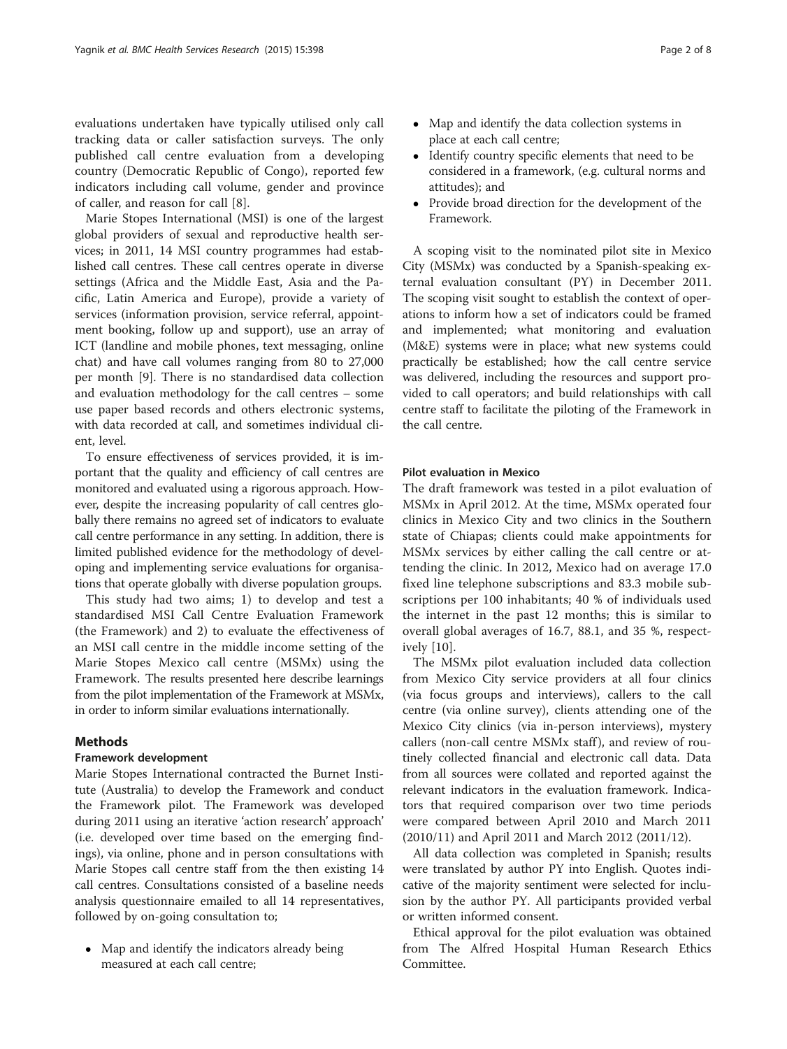evaluations undertaken have typically utilised only call tracking data or caller satisfaction surveys. The only published call centre evaluation from a developing country (Democratic Republic of Congo), reported few indicators including call volume, gender and province of caller, and reason for call [8].

Marie Stopes International (MSI) is one of the largest global providers of sexual and reproductive health services; in 2011, 14 MSI country programmes had established call centres. These call centres operate in diverse settings (Africa and the Middle East, Asia and the Pacific, Latin America and Europe), provide a variety of services (information provision, service referral, appointment booking, follow up and support), use an array of ICT (landline and mobile phones, text messaging, online chat) and have call volumes ranging from 80 to 27,000 per month [9]. There is no standardised data collection and evaluation methodology for the call centres – some use paper based records and others electronic systems, with data recorded at call, and sometimes individual client, level.

To ensure effectiveness of services provided, it is important that the quality and efficiency of call centres are monitored and evaluated using a rigorous approach. However, despite the increasing popularity of call centres globally there remains no agreed set of indicators to evaluate call centre performance in any setting. In addition, there is limited published evidence for the methodology of developing and implementing service evaluations for organisations that operate globally with diverse population groups.

This study had two aims; 1) to develop and test a standardised MSI Call Centre Evaluation Framework (the Framework) and 2) to evaluate the effectiveness of an MSI call centre in the middle income setting of the Marie Stopes Mexico call centre (MSMx) using the Framework. The results presented here describe learnings from the pilot implementation of the Framework at MSMx, in order to inform similar evaluations internationally.

## Methods

### Framework development

Marie Stopes International contracted the Burnet Institute (Australia) to develop the Framework and conduct the Framework pilot. The Framework was developed during 2011 using an iterative 'action research' approach' (i.e. developed over time based on the emerging findings), via online, phone and in person consultations with Marie Stopes call centre staff from the then existing 14 call centres. Consultations consisted of a baseline needs analysis questionnaire emailed to all 14 representatives, followed by on-going consultation to;

- Map and identify the indicators already being measured at each call centre;
- Map and identify the data collection systems in place at each call centre;
- Identify country specific elements that need to be considered in a framework, (e.g. cultural norms and attitudes); and
- Provide broad direction for the development of the Framework.

A scoping visit to the nominated pilot site in Mexico City (MSMx) was conducted by a Spanish-speaking external evaluation consultant (PY) in December 2011. The scoping visit sought to establish the context of operations to inform how a set of indicators could be framed and implemented; what monitoring and evaluation (M&E) systems were in place; what new systems could practically be established; how the call centre service was delivered, including the resources and support provided to call operators; and build relationships with call centre staff to facilitate the piloting of the Framework in the call centre.

### Pilot evaluation in Mexico

The draft framework was tested in a pilot evaluation of MSMx in April 2012. At the time, MSMx operated four clinics in Mexico City and two clinics in the Southern state of Chiapas; clients could make appointments for MSMx services by either calling the call centre or attending the clinic. In 2012, Mexico had on average 17.0 fixed line telephone subscriptions and 83.3 mobile subscriptions per 100 inhabitants; 40 % of individuals used the internet in the past 12 months; this is similar to overall global averages of 16.7, 88.1, and 35 %, respectively [10].

The MSMx pilot evaluation included data collection from Mexico City service providers at all four clinics (via focus groups and interviews), callers to the call centre (via online survey), clients attending one of the Mexico City clinics (via in-person interviews), mystery callers (non-call centre MSMx staff), and review of routinely collected financial and electronic call data. Data from all sources were collated and reported against the relevant indicators in the evaluation framework. Indicators that required comparison over two time periods were compared between April 2010 and March 2011 (2010/11) and April 2011 and March 2012 (2011/12).

All data collection was completed in Spanish; results were translated by author PY into English. Quotes indicative of the majority sentiment were selected for inclusion by the author PY. All participants provided verbal or written informed consent.

Ethical approval for the pilot evaluation was obtained from The Alfred Hospital Human Research Ethics Committee.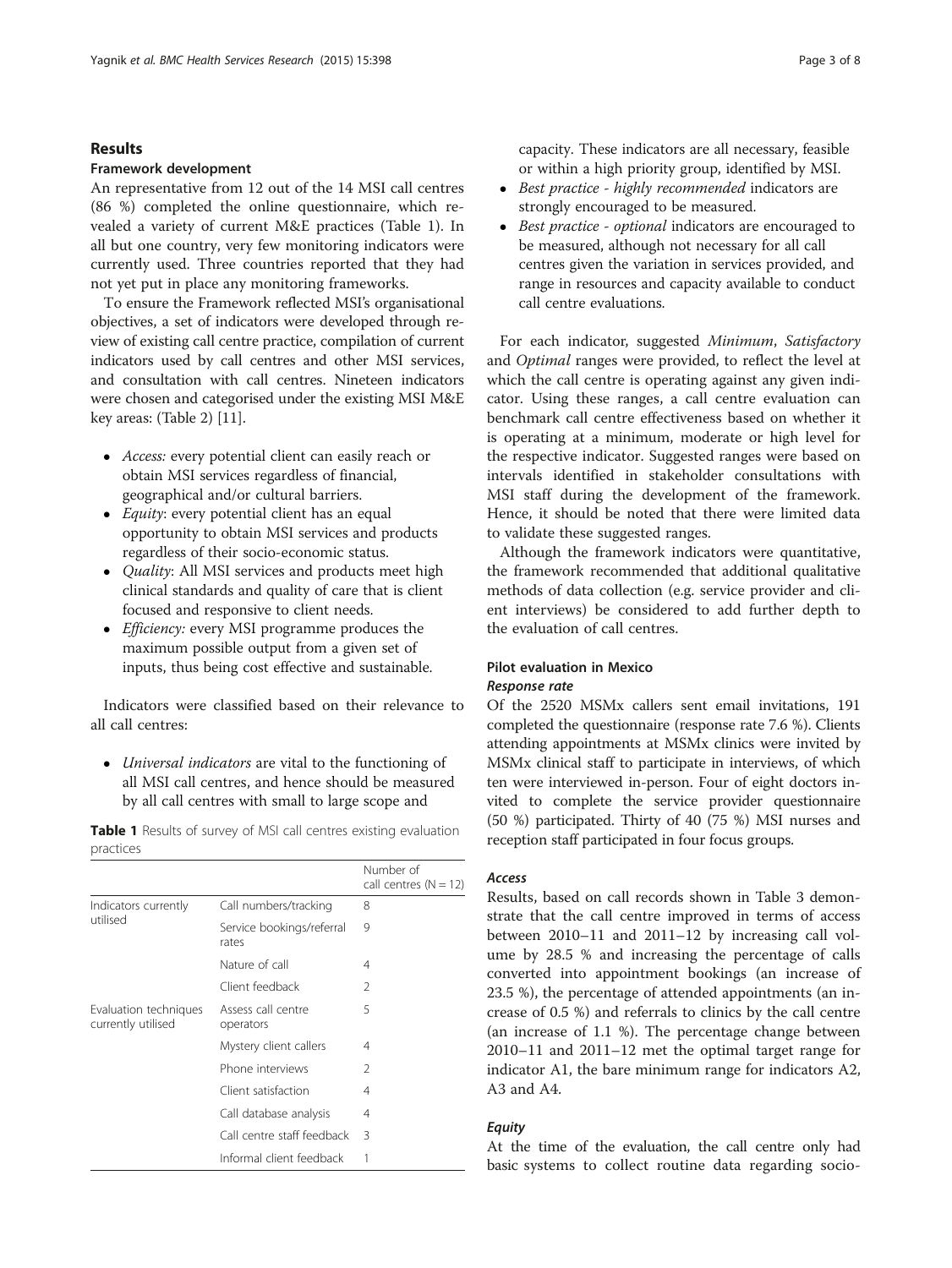## Results

### Framework development

An representative from 12 out of the 14 MSI call centres (86 %) completed the online questionnaire, which revealed a variety of current M&E practices (Table 1). In all but one country, very few monitoring indicators were currently used. Three countries reported that they had not yet put in place any monitoring frameworks.

To ensure the Framework reflected MSI's organisational objectives, a set of indicators were developed through review of existing call centre practice, compilation of current indicators used by call centres and other MSI services, and consultation with call centres. Nineteen indicators were chosen and categorised under the existing MSI M&E key areas: (Table 2) [11].

- *Access:* every potential client can easily reach or obtain MSI services regardless of financial, geographical and/or cultural barriers.
- *Equity*: every potential client has an equal opportunity to obtain MSI services and products regardless of their socio-economic status.
- *Quality*: All MSI services and products meet high clinical standards and quality of care that is client focused and responsive to client needs.
- *Efficiency:* every MSI programme produces the maximum possible output from a given set of inputs, thus being cost effective and sustainable.

Indicators were classified based on their relevance to all call centres:

- *Universal indicators* are vital to the functioning of all MSI call centres, and hence should be measured by all call centres with small to large scope and capacity. These indicators are all necessary, feasible or within a high priority group, identified by MSI.
- *Best practice - highly recommended* indicators are strongly encouraged to be measured.
- *Best practice - optional* indicators are encouraged to be measured, although not necessary for all call centres given the variation in services provided, and range in resources and capacity available to conduct call centre evaluations.

**Table 1** Results of survey of MSI call centres existing evaluation practices

| | | Number of call centres (N = 12) |
|---|---|---|
| Indicators currently utilised | Call numbers/tracking | 8 |
| | Service bookings/referral rates | 9 |
| | Nature of call | 4 |
| | Client feedback | 2 |
| Evaluation techniques currently utilised | Assess call centre operators | 5 |
| | Mystery client callers | 4 |
| | Phone interviews | 2 |
| | Client satisfaction | 4 |
| | Call database analysis | 4 |
| | Call centre staff feedback | 3 |
| | Informal client feedback | 1 |

For each indicator, suggested *Minimum*, *Satisfactory* and *Optimal* ranges were provided, to reflect the level at which the call centre is operating against any given indicator. Using these ranges, a call centre evaluation can benchmark call centre effectiveness based on whether it is operating at a minimum, moderate or high level for the respective indicator. Suggested ranges were based on intervals identified in stakeholder consultations with MSI staff during the development of the framework. Hence, it should be noted that there were limited data to validate these suggested ranges.

Although the framework indicators were quantitative, the framework recommended that additional qualitative methods of data collection (e.g. service provider and client interviews) be considered to add further depth to the evaluation of call centres.

### Pilot evaluation in Mexico

#### *Response rate*

Of the 2520 MSMx callers sent email invitations, 191 completed the questionnaire (response rate 7.6 %). Clients attending appointments at MSMx clinics were invited by MSMx clinical staff to participate in interviews, of which ten were interviewed in-person. Four of eight doctors invited to complete the service provider questionnaire (50 %) participated. Thirty of 40 (75 %) MSI nurses and reception staff participated in four focus groups.

#### *Access*

Results, based on call records shown in Table 3 demonstrate that the call centre improved in terms of access between 2010–11 and 2011–12 by increasing call volume by 28.5 % and increasing the percentage of calls converted into appointment bookings (an increase of 23.5 %), the percentage of attended appointments (an increase of 0.5 %) and referrals to clinics by the call centre (an increase of 1.1 %). The percentage change between 2010–11 and 2011–12 met the optimal target range for indicator A1, the bare minimum range for indicators A2, A3 and A4.

#### *Equity*

At the time of the evaluation, the call centre only had basic systems to collect routine data regarding socio-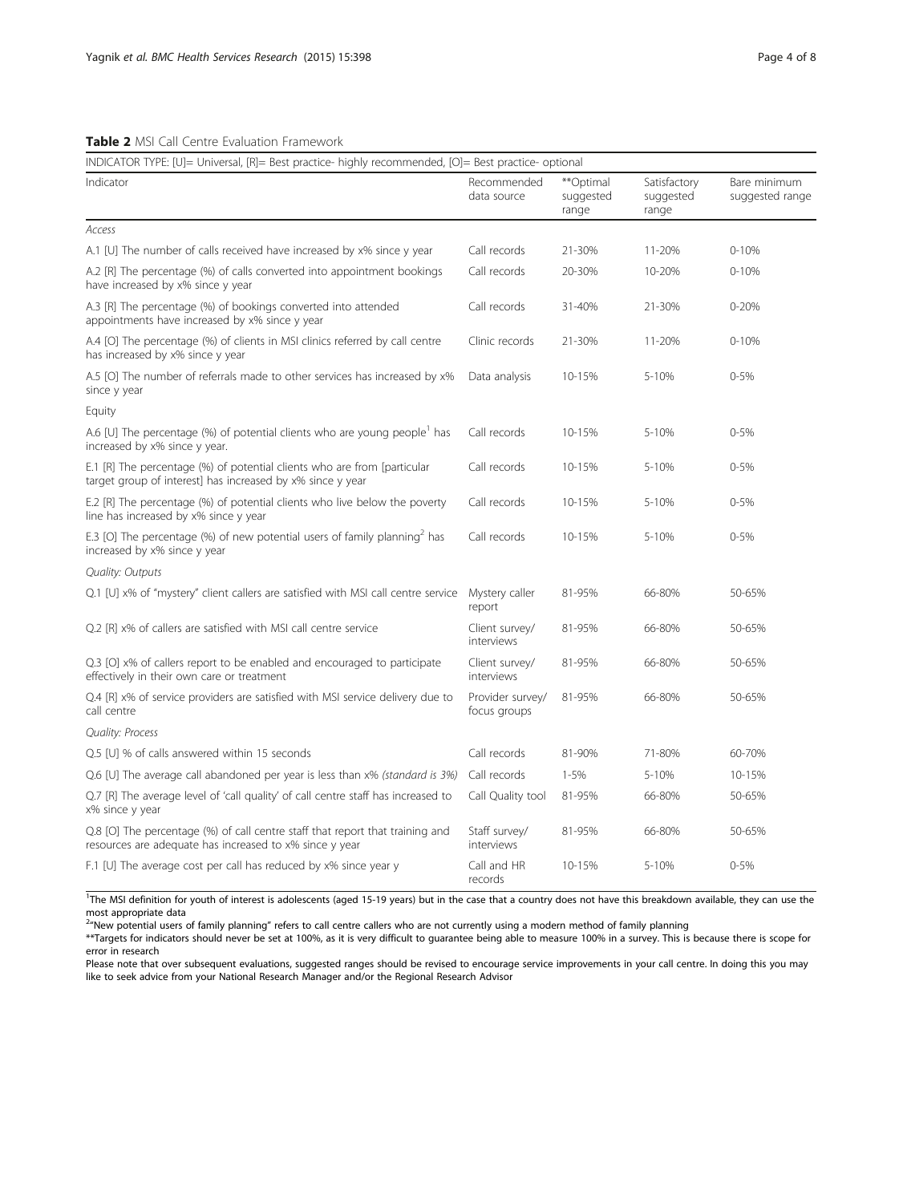**Table 2** MSI Call Centre Evaluation Framework

| INDICATOR TYPE: [U]= Universal, [R]= Best practice- highly recommended, [O]= Best practice- optional | | | | |
|---|---|---|---|---|
| Indicator | Recommended data source | **Optimal suggested range | Satisfactory suggested range | Bare minimum suggested range |
| *Access* | | | | |
| A.1 [U] The number of calls received have increased by x% since y year | Call records | 21-30% | 11-20% | 0-10% |
| A.2 [R] The percentage (%) of calls converted into appointment bookings have increased by x% since y year | Call records | 20-30% | 10-20% | 0-10% |
| A.3 [R] The percentage (%) of bookings converted into attended appointments have increased by x% since y year | Call records | 31-40% | 21-30% | 0-20% |
| A.4 [O] The percentage (%) of clients in MSI clinics referred by call centre has increased by x% since y year | Clinic records | 21-30% | 11-20% | 0-10% |
| A.5 [O] The number of referrals made to other services has increased by x% since y year | Data analysis | 10-15% | 5-10% | 0-5% |
| Equity | | | | |
| A.6 [U] The percentage (%) of potential clients who are young people[1] has increased by x% since y year. | Call records | 10-15% | 5-10% | 0-5% |
| E.1 [R] The percentage (%) of potential clients who are from [particular target group of interest] has increased by x% since y year | Call records | 10-15% | 5-10% | 0-5% |
| E.2 [R] The percentage (%) of potential clients who live below the poverty line has increased by x% since y year | Call records | 10-15% | 5-10% | 0-5% |
| E.3 [O] The percentage (%) of new potential users of family planning[2] has increased by x% since y year | Call records | 10-15% | 5-10% | 0-5% |
| *Quality: Outputs* | | | | |
| Q.1 [U] x% of "mystery" client callers are satisfied with MSI call centre service | Mystery caller report | 81-95% | 66-80% | 50-65% |
| Q.2 [R] x% of callers are satisfied with MSI call centre service | Client survey/ interviews | 81-95% | 66-80% | 50-65% |
| Q.3 [O] x% of callers report to be enabled and encouraged to participate effectively in their own care or treatment | Client survey/ interviews | 81-95% | 66-80% | 50-65% |
| Q.4 [R] x% of service providers are satisfied with MSI service delivery due to call centre | Provider survey/ focus groups | 81-95% | 66-80% | 50-65% |
| *Quality: Process* | | | | |
| Q.5 [U] % of calls answered within 15 seconds | Call records | 81-90% | 71-80% | 60-70% |
| Q.6 [U] The average call abandoned per year is less than x% *(standard is 3%)* | Call records | 1-5% | 5-10% | 10-15% |
| Q.7 [R] The average level of 'call quality' of call centre staff has increased to x% since y year | Call Quality tool | 81-95% | 66-80% | 50-65% |
| Q.8 [O] The percentage (%) of call centre staff that report that training and resources are adequate has increased to x% since y year | Staff survey/ interviews | 81-95% | 66-80% | 50-65% |
| F.1 [U] The average cost per call has reduced by x% since year y | Call and HR records | 10-15% | 5-10% | 0-5% |

[1]The MSI definition for youth of interest is adolescents (aged 15-19 years) but in the case that a country does not have this breakdown available, they can use the most appropriate data

[2]"New potential users of family planning" refers to call centre callers who are not currently using a modern method of family planning

**Targets for indicators should never be set at 100%, as it is very difficult to guarantee being able to measure 100% in a survey. This is because there is scope for error in research

Please note that over subsequent evaluations, suggested ranges should be revised to encourage service improvements in your call centre. In doing this you may like to seek advice from your National Research Manager and/or the Regional Research Advisor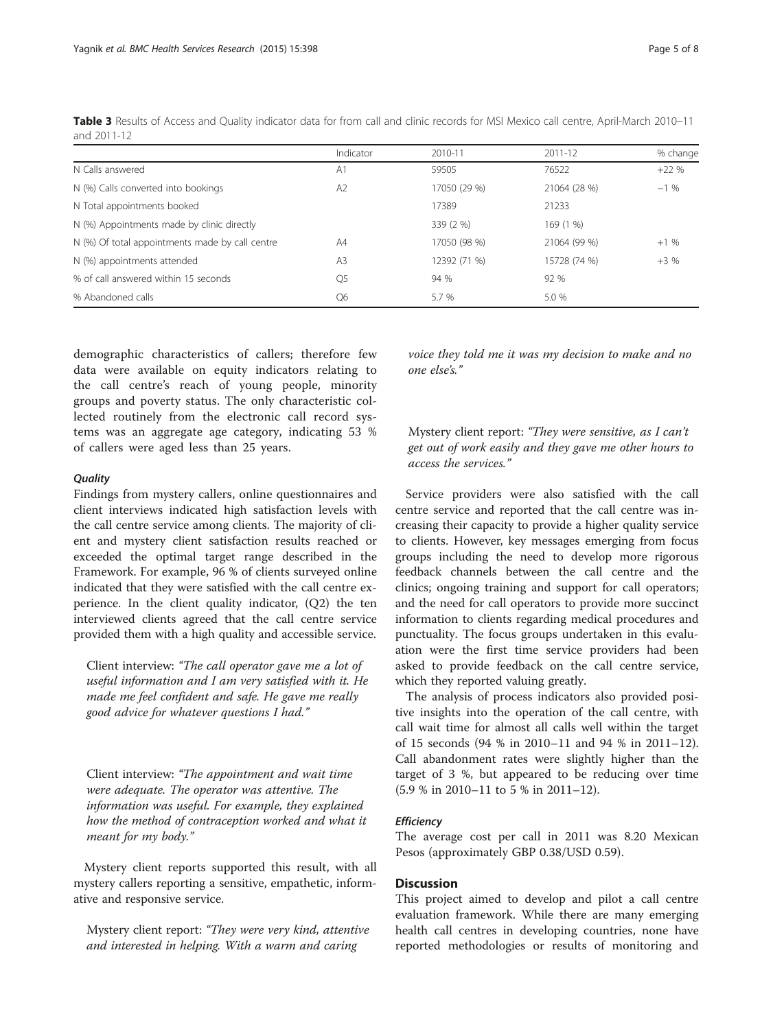**Table 3** Results of Access and Quality indicator data for from call and clinic records for MSI Mexico call centre, April-March 2010–11 and 2011-12

| | Indicator | 2010-11 | 2011-12 | % change |
|---|---|---|---|---|
| N Calls answered | A1 | 59505 | 76522 | +22 % |
| N (%) Calls converted into bookings | A2 | 17050 (29 %) | 21064 (28 %) | −1 % |
| N Total appointments booked | | 17389 | 21233 | |
| N (%) Appointments made by clinic directly | | 339 (2 %) | 169 (1 %) | |
| N (%) Of total appointments made by call centre | A4 | 17050 (98 %) | 21064 (99 %) | +1 % |
| N (%) appointments attended | A3 | 12392 (71 %) | 15728 (74 %) | +3 % |
| % of call answered within 15 seconds | Q5 | 94 % | 92 % | |
| % Abandoned calls | Q6 | 5.7 % | 5.0 % | |

demographic characteristics of callers; therefore few data were available on equity indicators relating to the call centre's reach of young people, minority groups and poverty status. The only characteristic collected routinely from the electronic call record systems was an aggregate age category, indicating 53 % of callers were aged less than 25 years.

### *Quality*

Findings from mystery callers, online questionnaires and client interviews indicated high satisfaction levels with the call centre service among clients. The majority of client and mystery client satisfaction results reached or exceeded the optimal target range described in the Framework. For example, 96 % of clients surveyed online indicated that they were satisfied with the call centre experience. In the client quality indicator, (Q2) the ten interviewed clients agreed that the call centre service provided them with a high quality and accessible service.

> Client interview: *"The call operator gave me a lot of useful information and I am very satisfied with it. He made me feel confident and safe. He gave me really good advice for whatever questions I had."*

> Client interview: *"The appointment and wait time were adequate. The operator was attentive. The information was useful. For example, they explained how the method of contraception worked and what it meant for my body."*

Mystery client reports supported this result, with all mystery callers reporting a sensitive, empathetic, informative and responsive service.

> Mystery client report: *"They were very kind, attentive and interested in helping. With a warm and caring voice they told me it was my decision to make and no one else's."*

> Mystery client report: *"They were sensitive, as I can't get out of work easily and they gave me other hours to access the services."*

Service providers were also satisfied with the call centre service and reported that the call centre was increasing their capacity to provide a higher quality service to clients. However, key messages emerging from focus groups including the need to develop more rigorous feedback channels between the call centre and the clinics; ongoing training and support for call operators; and the need for call operators to provide more succinct information to clients regarding medical procedures and punctuality. The focus groups undertaken in this evaluation were the first time service providers had been asked to provide feedback on the call centre service, which they reported valuing greatly.

The analysis of process indicators also provided positive insights into the operation of the call centre, with call wait time for almost all calls well within the target of 15 seconds (94 % in 2010–11 and 94 % in 2011–12). Call abandonment rates were slightly higher than the target of 3 %, but appeared to be reducing over time (5.9 % in 2010–11 to 5 % in 2011–12).

### *Efficiency*

The average cost per call in 2011 was 8.20 Mexican Pesos (approximately GBP 0.38/USD 0.59).

## Discussion

This project aimed to develop and pilot a call centre evaluation framework. While there are many emerging health call centres in developing countries, none have reported methodologies or results of monitoring and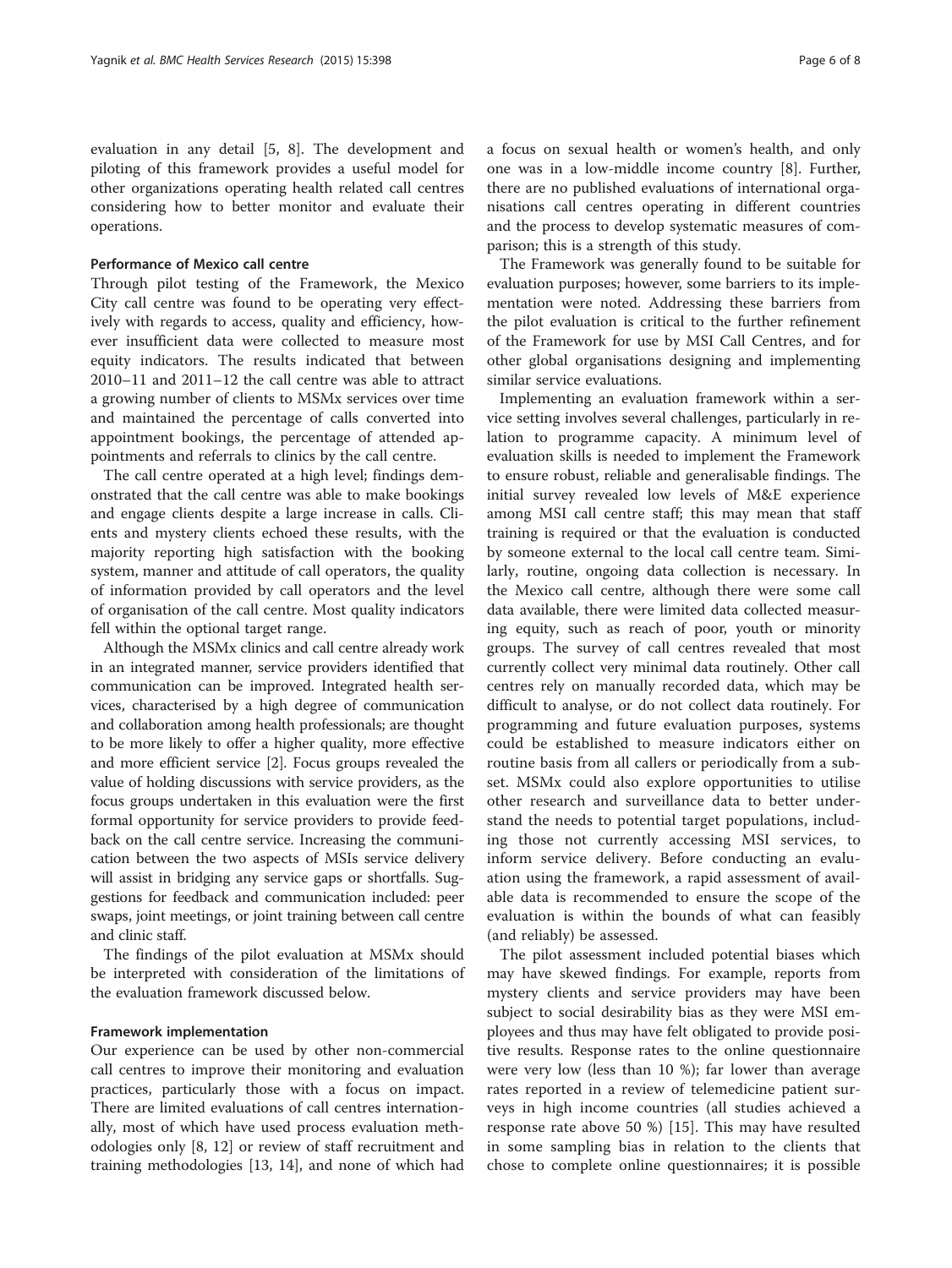evaluation in any detail [5, 8]. The development and piloting of this framework provides a useful model for other organizations operating health related call centres considering how to better monitor and evaluate their operations.

#### Performance of Mexico call centre

Through pilot testing of the Framework, the Mexico City call centre was found to be operating very effectively with regards to access, quality and efficiency, however insufficient data were collected to measure most equity indicators. The results indicated that between 2010–11 and 2011–12 the call centre was able to attract a growing number of clients to MSMx services over time and maintained the percentage of calls converted into appointment bookings, the percentage of attended appointments and referrals to clinics by the call centre.

The call centre operated at a high level; findings demonstrated that the call centre was able to make bookings and engage clients despite a large increase in calls. Clients and mystery clients echoed these results, with the majority reporting high satisfaction with the booking system, manner and attitude of call operators, the quality of information provided by call operators and the level of organisation of the call centre. Most quality indicators fell within the optional target range.

Although the MSMx clinics and call centre already work in an integrated manner, service providers identified that communication can be improved. Integrated health services, characterised by a high degree of communication and collaboration among health professionals; are thought to be more likely to offer a higher quality, more effective and more efficient service [2]. Focus groups revealed the value of holding discussions with service providers, as the focus groups undertaken in this evaluation were the first formal opportunity for service providers to provide feedback on the call centre service. Increasing the communication between the two aspects of MSIs service delivery will assist in bridging any service gaps or shortfalls. Suggestions for feedback and communication included: peer swaps, joint meetings, or joint training between call centre and clinic staff.

The findings of the pilot evaluation at MSMx should be interpreted with consideration of the limitations of the evaluation framework discussed below.

#### Framework implementation

Our experience can be used by other non-commercial call centres to improve their monitoring and evaluation practices, particularly those with a focus on impact. There are limited evaluations of call centres internationally, most of which have used process evaluation methodologies only [8, 12] or review of staff recruitment and training methodologies [13, 14], and none of which had a focus on sexual health or women's health, and only one was in a low-middle income country [8]. Further, there are no published evaluations of international organisations call centres operating in different countries and the process to develop systematic measures of comparison; this is a strength of this study.

The Framework was generally found to be suitable for evaluation purposes; however, some barriers to its implementation were noted. Addressing these barriers from the pilot evaluation is critical to the further refinement of the Framework for use by MSI Call Centres, and for other global organisations designing and implementing similar service evaluations.

Implementing an evaluation framework within a service setting involves several challenges, particularly in relation to programme capacity. A minimum level of evaluation skills is needed to implement the Framework to ensure robust, reliable and generalisable findings. The initial survey revealed low levels of M&E experience among MSI call centre staff; this may mean that staff training is required or that the evaluation is conducted by someone external to the local call centre team. Similarly, routine, ongoing data collection is necessary. In the Mexico call centre, although there were some call data available, there were limited data collected measuring equity, such as reach of poor, youth or minority groups. The survey of call centres revealed that most currently collect very minimal data routinely. Other call centres rely on manually recorded data, which may be difficult to analyse, or do not collect data routinely. For programming and future evaluation purposes, systems could be established to measure indicators either on routine basis from all callers or periodically from a subset. MSMx could also explore opportunities to utilise other research and surveillance data to better understand the needs to potential target populations, including those not currently accessing MSI services, to inform service delivery. Before conducting an evaluation using the framework, a rapid assessment of available data is recommended to ensure the scope of the evaluation is within the bounds of what can feasibly (and reliably) be assessed.

The pilot assessment included potential biases which may have skewed findings. For example, reports from mystery clients and service providers may have been subject to social desirability bias as they were MSI employees and thus may have felt obligated to provide positive results. Response rates to the online questionnaire were very low (less than 10 %); far lower than average rates reported in a review of telemedicine patient surveys in high income countries (all studies achieved a response rate above 50 %) [15]. This may have resulted in some sampling bias in relation to the clients that chose to complete online questionnaires; it is possible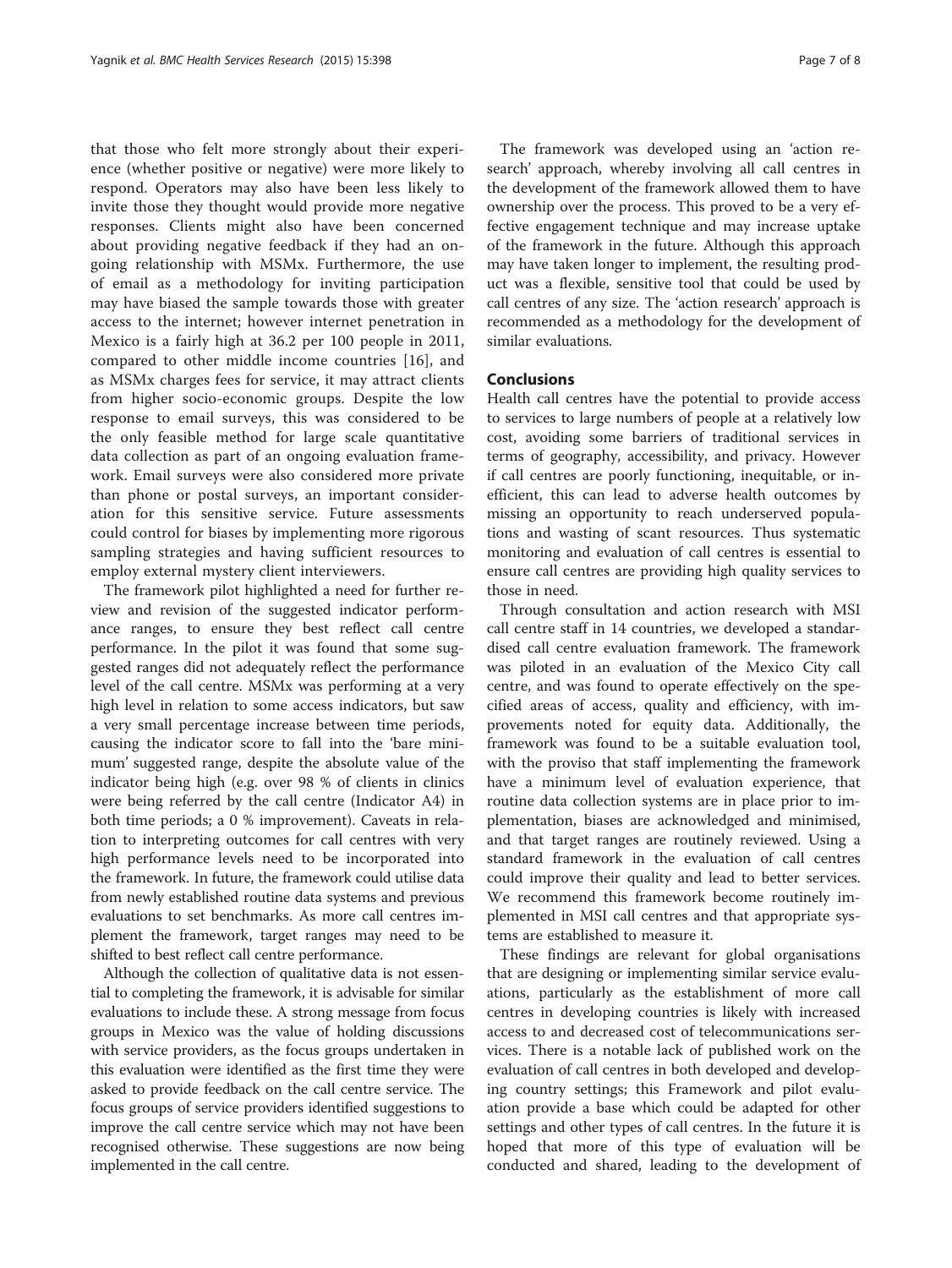that those who felt more strongly about their experience (whether positive or negative) were more likely to respond. Operators may also have been less likely to invite those they thought would provide more negative responses. Clients might also have been concerned about providing negative feedback if they had an ongoing relationship with MSMx. Furthermore, the use of email as a methodology for inviting participation may have biased the sample towards those with greater access to the internet; however internet penetration in Mexico is a fairly high at 36.2 per 100 people in 2011, compared to other middle income countries [16], and as MSMx charges fees for service, it may attract clients from higher socio-economic groups. Despite the low response to email surveys, this was considered to be the only feasible method for large scale quantitative data collection as part of an ongoing evaluation framework. Email surveys were also considered more private than phone or postal surveys, an important consideration for this sensitive service. Future assessments could control for biases by implementing more rigorous sampling strategies and having sufficient resources to employ external mystery client interviewers.

The framework pilot highlighted a need for further review and revision of the suggested indicator performance ranges, to ensure they best reflect call centre performance. In the pilot it was found that some suggested ranges did not adequately reflect the performance level of the call centre. MSMx was performing at a very high level in relation to some access indicators, but saw a very small percentage increase between time periods, causing the indicator score to fall into the 'bare minimum' suggested range, despite the absolute value of the indicator being high (e.g. over 98 % of clients in clinics were being referred by the call centre (Indicator A4) in both time periods; a 0 % improvement). Caveats in relation to interpreting outcomes for call centres with very high performance levels need to be incorporated into the framework. In future, the framework could utilise data from newly established routine data systems and previous evaluations to set benchmarks. As more call centres implement the framework, target ranges may need to be shifted to best reflect call centre performance.

Although the collection of qualitative data is not essential to completing the framework, it is advisable for similar evaluations to include these. A strong message from focus groups in Mexico was the value of holding discussions with service providers, as the focus groups undertaken in this evaluation were identified as the first time they were asked to provide feedback on the call centre service. The focus groups of service providers identified suggestions to improve the call centre service which may not have been recognised otherwise. These suggestions are now being implemented in the call centre.

The framework was developed using an 'action research' approach, whereby involving all call centres in the development of the framework allowed them to have ownership over the process. This proved to be a very effective engagement technique and may increase uptake of the framework in the future. Although this approach may have taken longer to implement, the resulting product was a flexible, sensitive tool that could be used by call centres of any size. The 'action research' approach is recommended as a methodology for the development of similar evaluations.

## Conclusions

Health call centres have the potential to provide access to services to large numbers of people at a relatively low cost, avoiding some barriers of traditional services in terms of geography, accessibility, and privacy. However if call centres are poorly functioning, inequitable, or inefficient, this can lead to adverse health outcomes by missing an opportunity to reach underserved populations and wasting of scant resources. Thus systematic monitoring and evaluation of call centres is essential to ensure call centres are providing high quality services to those in need.

Through consultation and action research with MSI call centre staff in 14 countries, we developed a standardised call centre evaluation framework. The framework was piloted in an evaluation of the Mexico City call centre, and was found to operate effectively on the specified areas of access, quality and efficiency, with improvements noted for equity data. Additionally, the framework was found to be a suitable evaluation tool, with the proviso that staff implementing the framework have a minimum level of evaluation experience, that routine data collection systems are in place prior to implementation, biases are acknowledged and minimised, and that target ranges are routinely reviewed. Using a standard framework in the evaluation of call centres could improve their quality and lead to better services. We recommend this framework become routinely implemented in MSI call centres and that appropriate systems are established to measure it.

These findings are relevant for global organisations that are designing or implementing similar service evaluations, particularly as the establishment of more call centres in developing countries is likely with increased access to and decreased cost of telecommunications services. There is a notable lack of published work on the evaluation of call centres in both developed and developing country settings; this Framework and pilot evaluation provide a base which could be adapted for other settings and other types of call centres. In the future it is hoped that more of this type of evaluation will be conducted and shared, leading to the development of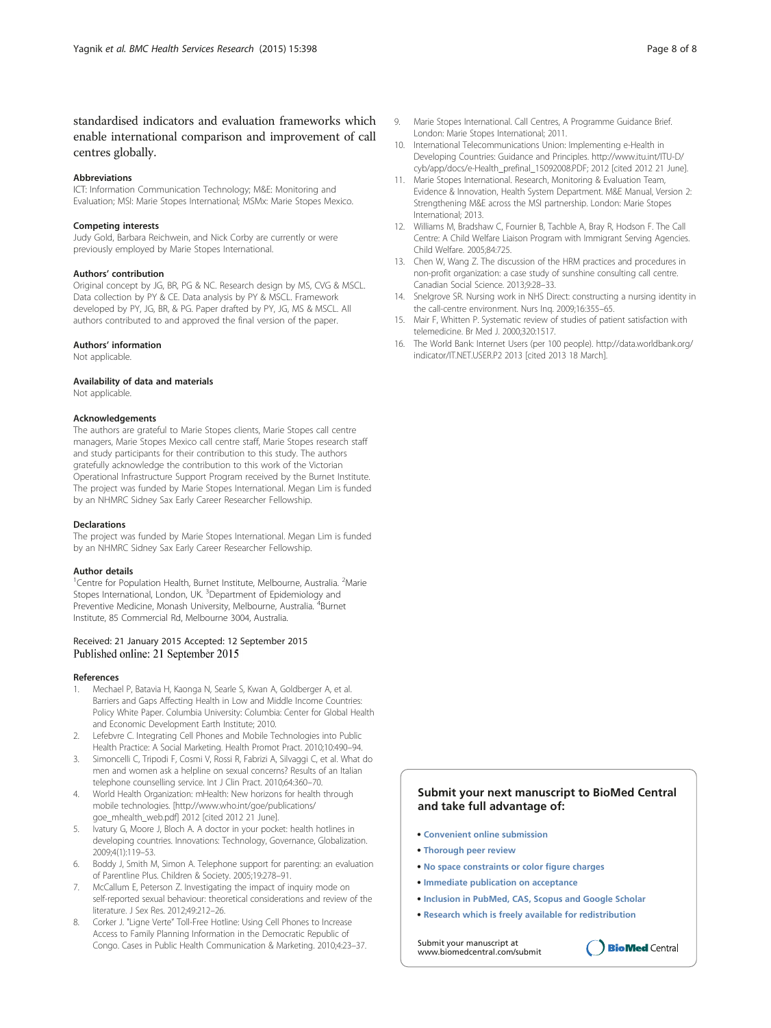standardised indicators and evaluation frameworks which enable international comparison and improvement of call centres globally.

### Abbreviations

ICT: Information Communication Technology; M&E: Monitoring and Evaluation; MSI: Marie Stopes International; MSMx: Marie Stopes Mexico.

### Competing interests

Judy Gold, Barbara Reichwein, and Nick Corby are currently or were previously employed by Marie Stopes International.

### Authors' contribution

Original concept by JG, BR, PG & NC. Research design by MS, CVG & MSCL. Data collection by PY & CE. Data analysis by PY & MSCL. Framework developed by PY, JG, BR, & PG. Paper drafted by PY, JG, MS & MSCL. All authors contributed to and approved the final version of the paper.

### Authors' information

Not applicable.

### Availability of data and materials

Not applicable.

### Acknowledgements

The authors are grateful to Marie Stopes clients, Marie Stopes call centre managers, Marie Stopes Mexico call centre staff, Marie Stopes research staff and study participants for their contribution to this study. The authors gratefully acknowledge the contribution to this work of the Victorian Operational Infrastructure Support Program received by the Burnet Institute. The project was funded by Marie Stopes International. Megan Lim is funded by an NHMRC Sidney Sax Early Career Researcher Fellowship.

### Declarations

The project was funded by Marie Stopes International. Megan Lim is funded by an NHMRC Sidney Sax Early Career Researcher Fellowship.

### Author details

[1]Centre for Population Health, Burnet Institute, Melbourne, Australia. [2]Marie Stopes International, London, UK. [3]Department of Epidemiology and Preventive Medicine, Monash University, Melbourne, Australia. [4]Burnet Institute, 85 Commercial Rd, Melbourne 3004, Australia.

Received: 21 January 2015 Accepted: 12 September 2015
Published online: 21 September 2015

### References

1. Mechael P, Batavia H, Kaonga N, Searle S, Kwan A, Goldberger A, et al. Barriers and Gaps Affecting Health in Low and Middle Income Countries: Policy White Paper. Columbia University: Columbia: Center for Global Health and Economic Development Earth Institute; 2010.
2. Lefebvre C. Integrating Cell Phones and Mobile Technologies into Public Health Practice: A Social Marketing. Health Promot Pract. 2010;10:490–94.
3. Simoncelli C, Tripodi F, Cosmi V, Rossi R, Fabrizi A, Silvaggi C, et al. What do men and women ask a helpline on sexual concerns? Results of an Italian telephone counselling service. Int J Clin Pract. 2010;64:360–70.
4. World Health Organization: mHealth: New horizons for health through mobile technologies. [http://www.who.int/goe/publications/goe_mhealth_web.pdf] 2012 [cited 2012 21 June].
5. Ivatury G, Moore J, Bloch A. A doctor in your pocket: health hotlines in developing countries. Innovations: Technology, Governance, Globalization. 2009;4(1):119–53.
6. Boddy J, Smith M, Simon A. Telephone support for parenting: an evaluation of Parentline Plus. Children & Society. 2005;19:278–91.
7. McCallum E, Peterson Z. Investigating the impact of inquiry mode on self-reported sexual behaviour: theoretical considerations and review of the literature. J Sex Res. 2012;49:212–26.
8. Corker J. "Ligne Verte" Toll-Free Hotline: Using Cell Phones to Increase Access to Family Planning Information in the Democratic Republic of Congo. Cases in Public Health Communication & Marketing. 2010;4:23–37.
9. Marie Stopes International. Call Centres, A Programme Guidance Brief. London: Marie Stopes International; 2011.
10. International Telecommunications Union: Implementing e-Health in Developing Countries: Guidance and Principles. http://www.itu.int/ITU-D/cyb/app/docs/e-Health_prefinal_15092008.PDF; 2012 [cited 2012 21 June].
11. Marie Stopes International. Research, Monitoring & Evaluation Team, Evidence & Innovation, Health System Department. M&E Manual, Version 2: Strengthening M&E across the MSI partnership. London: Marie Stopes International; 2013.
12. Williams M, Bradshaw C, Fournier B, Tachble A, Bray R, Hodson F. The Call Centre: A Child Welfare Liaison Program with Immigrant Serving Agencies. Child Welfare. 2005;84:725.
13. Chen W, Wang Z. The discussion of the HRM practices and procedures in non-profit organization: a case study of sunshine consulting call centre. Canadian Social Science. 2013;9:28–33.
14. Snelgrove SR. Nursing work in NHS Direct: constructing a nursing identity in the call-centre environment. Nurs Inq. 2009;16:355–65.
15. Mair F, Whitten P. Systematic review of studies of patient satisfaction with telemedicine. Br Med J. 2000;320:1517.
16. The World Bank: Internet Users (per 100 people). http://data.worldbank.org/indicator/IT.NET.USER.P2 2013 [cited 2013 18 March].

**Submit your next manuscript to BioMed Central and take full advantage of:**

- Convenient online submission
- Thorough peer review
- No space constraints or color figure charges
- Immediate publication on acceptance
- Inclusion in PubMed, CAS, Scopus and Google Scholar
- Research which is freely available for redistribution

Submit your manuscript at
www.biomedcentral.com/submit

BioMed Central